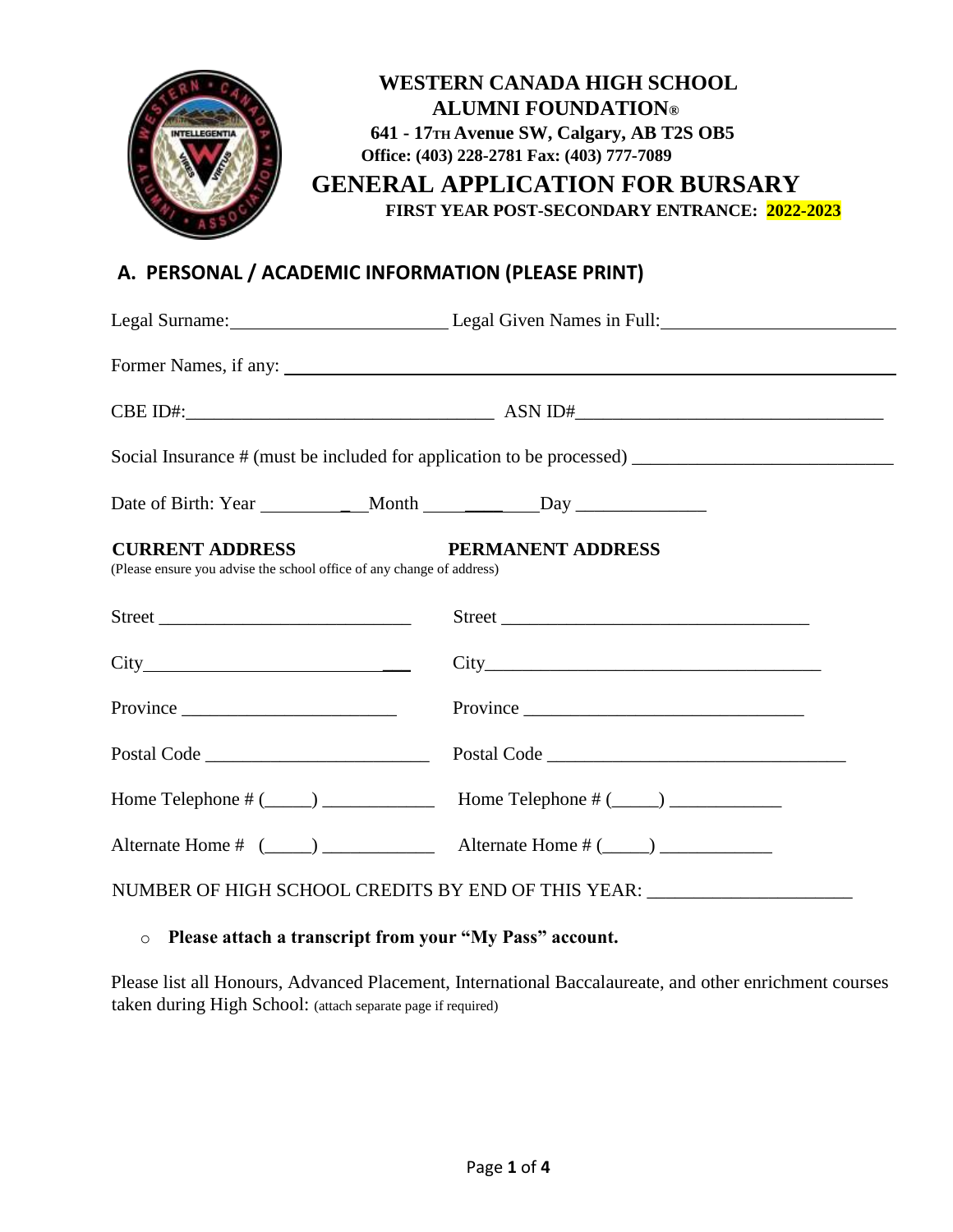# WESTERN CANADA HIGH SCHOOL ALUMNI FOUNDATION®

**641 - 17TH Avenue SW, Calgary, AB T2S OB5**
**Office: (403) 228-2781 Fax: (403) 777-7089**

## GENERAL APPLICATION FOR BURSARY

**FIRST YEAR POST-SECONDARY ENTRANCE: 2022-2023**

## A. PERSONAL / ACADEMIC INFORMATION (PLEASE PRINT)

Legal Surname:________________________ Legal Given Names in Full:________________________

Former Names, if any: ________________________________________________

CBE ID#:________________________________ ASN ID#________________________________

Social Insurance # (must be included for application to be processed) ____________________________

Date of Birth: Year ___________ Month ___________ Day ______________

**CURRENT ADDRESS** **PERMANENT ADDRESS**

(Please ensure you advise the school office of any change of address)

| CURRENT ADDRESS | PERMANENT ADDRESS |
|---|---|
| Street ___________________________ | Street _________________________________ |
| City_____________________________ | City____________________________________ |
| Province _______________________ | Province ______________________________ |
| Postal Code _______________________ | Postal Code ________________________________ |
| Home Telephone # (_____) ____________ | Home Telephone # (_____) ____________ |
| Alternate Home # (_____) ____________ | Alternate Home # (_____) ____________ |

NUMBER OF HIGH SCHOOL CREDITS BY END OF THIS YEAR: ______________________

- **Please attach a transcript from your "My Pass" account.**

Please list all Honours, Advanced Placement, International Baccalaureate, and other enrichment courses taken during High School: (attach separate page if required)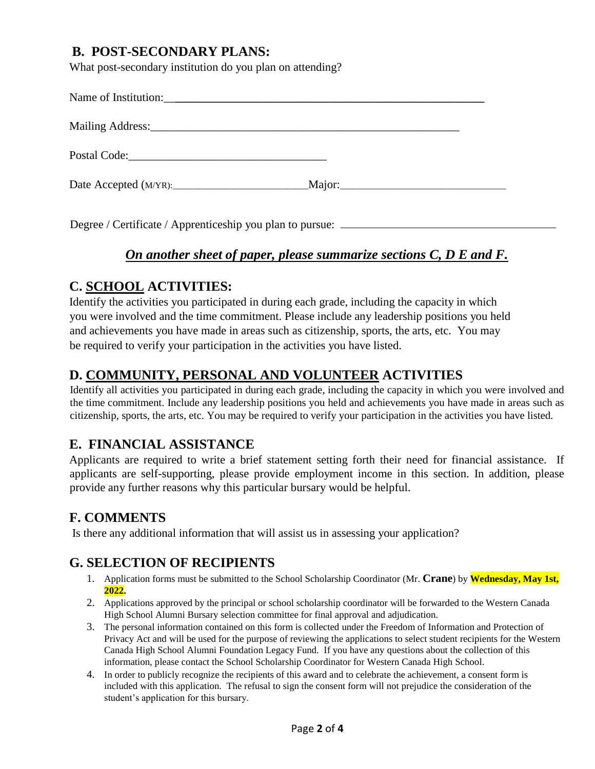## B. POST-SECONDARY PLANS:

What post-secondary institution do you plan on attending?

Name of Institution:\_\_\_\_\_\_\_\_\_\_\_\_\_\_\_\_\_\_\_\_\_\_\_\_\_\_\_\_\_\_\_\_\_\_\_\_\_\_\_\_\_\_\_\_\_\_\_\_\_\_\_\_

Mailing Address:\_\_\_\_\_\_\_\_\_\_\_\_\_\_\_\_\_\_\_\_\_\_\_\_\_\_\_\_\_\_\_\_\_\_\_\_\_\_\_\_\_\_\_\_\_\_\_\_\_\_\_\_

Postal Code:\_\_\_\_\_\_\_\_\_\_\_\_\_\_\_\_\_\_\_\_\_\_\_\_\_\_\_\_\_\_\_\_\_\_

Date Accepted (M/YR):\_\_\_\_\_\_\_\_\_\_\_\_\_\_\_\_\_\_\_\_\_\_\_\_\_Major:\_\_\_\_\_\_\_\_\_\_\_\_\_\_\_\_\_\_\_\_\_\_\_\_\_\_\_\_\_

Degree / Certificate / Apprenticeship you plan to pursue: \_\_\_\_\_\_\_\_\_\_\_\_\_\_\_\_\_\_\_\_\_\_\_\_\_\_\_\_\_\_\_\_\_\_\_\_\_\_

***On another sheet of paper, please summarize sections C, D E and F.***

## C. SCHOOL ACTIVITIES:

Identify the activities you participated in during each grade, including the capacity in which you were involved and the time commitment. Please include any leadership positions you held and achievements you have made in areas such as citizenship, sports, the arts, etc. You may be required to verify your participation in the activities you have listed.

## D. COMMUNITY, PERSONAL AND VOLUNTEER ACTIVITIES

Identify all activities you participated in during each grade, including the capacity in which you were involved and the time commitment. Include any leadership positions you held and achievements you have made in areas such as citizenship, sports, the arts, etc. You may be required to verify your participation in the activities you have listed.

## E. FINANCIAL ASSISTANCE

Applicants are required to write a brief statement setting forth their need for financial assistance. If applicants are self-supporting, please provide employment income in this section. In addition, please provide any further reasons why this particular bursary would be helpful.

## F. COMMENTS

Is there any additional information that will assist us in assessing your application?

## G. SELECTION OF RECIPIENTS

1. Application forms must be submitted to the School Scholarship Coordinator (Mr. **Crane**) by **Wednesday, May 1st, 2022.**
2. Applications approved by the principal or school scholarship coordinator will be forwarded to the Western Canada High School Alumni Bursary selection committee for final approval and adjudication.
3. The personal information contained on this form is collected under the Freedom of Information and Protection of Privacy Act and will be used for the purpose of reviewing the applications to select student recipients for the Western Canada High School Alumni Foundation Legacy Fund. If you have any questions about the collection of this information, please contact the School Scholarship Coordinator for Western Canada High School.
4. In order to publicly recognize the recipients of this award and to celebrate the achievement, a consent form is included with this application. The refusal to sign the consent form will not prejudice the consideration of the student's application for this bursary.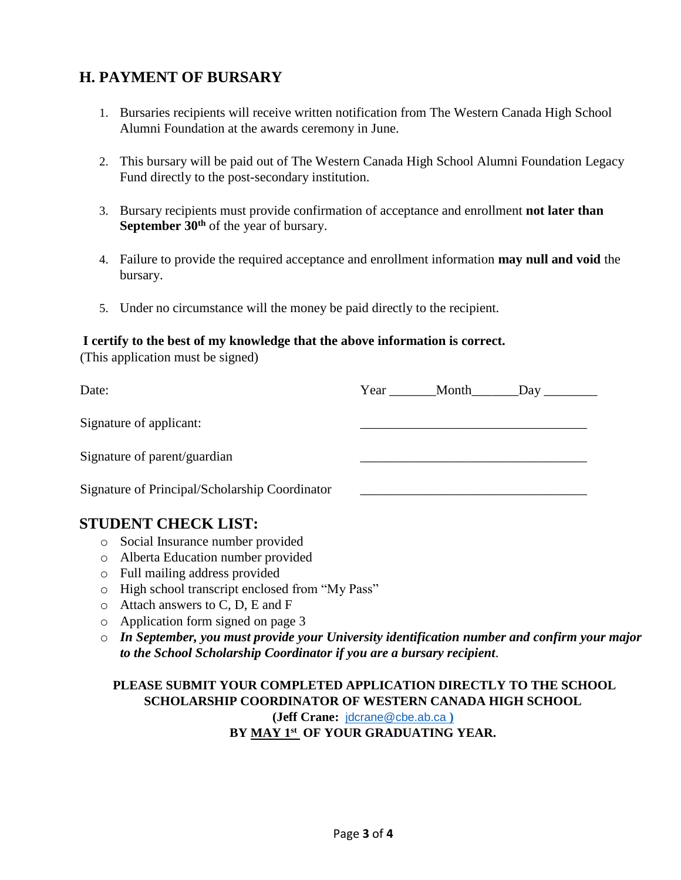## H. PAYMENT OF BURSARY

1. Bursaries recipients will receive written notification from The Western Canada High School Alumni Foundation at the awards ceremony in June.
2. This bursary will be paid out of The Western Canada High School Alumni Foundation Legacy Fund directly to the post-secondary institution.
3. Bursary recipients must provide confirmation of acceptance and enrollment **not later than September 30th** of the year of bursary.
4. Failure to provide the required acceptance and enrollment information **may null and void** the bursary.
5. Under no circumstance will the money be paid directly to the recipient.

**I certify to the best of my knowledge that the above information is correct.**
(This application must be signed)

Date: Year _______Month_______Day ________

Signature of applicant: ___________________________________

Signature of parent/guardian ___________________________________

Signature of Principal/Scholarship Coordinator ___________________________________

## STUDENT CHECK LIST:

- Social Insurance number provided
- Alberta Education number provided
- Full mailing address provided
- High school transcript enclosed from "My Pass"
- Attach answers to C, D, E and F
- Application form signed on page 3
- ***In September, you must provide your University identification number and confirm your major to the School Scholarship Coordinator if you are a bursary recipient**.*

**PLEASE SUBMIT YOUR COMPLETED APPLICATION DIRECTLY TO THE SCHOOL SCHOLARSHIP COORDINATOR OF WESTERN CANADA HIGH SCHOOL**
**(Jeff Crane:** jdcrane@cbe.ab.ca **)**
**BY MAY 1st OF YOUR GRADUATING YEAR.**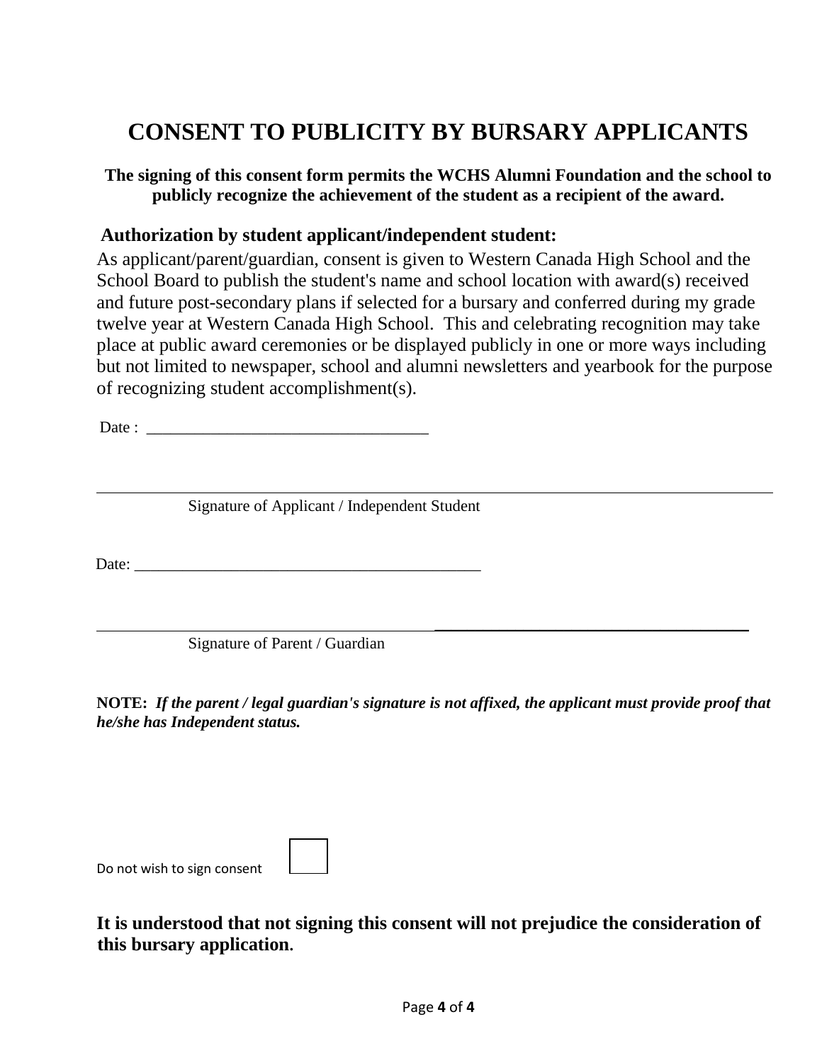# CONSENT TO PUBLICITY BY BURSARY APPLICANTS

**The signing of this consent form permits the WCHS Alumni Foundation and the school to publicly recognize the achievement of the student as a recipient of the award.**

**Authorization by student applicant/independent student:**

As applicant/parent/guardian, consent is given to Western Canada High School and the School Board to publish the student's name and school location with award(s) received and future post-secondary plans if selected for a bursary and conferred during my grade twelve year at Western Canada High School. This and celebrating recognition may take place at public award ceremonies or be displayed publicly in one or more ways including but not limited to newspaper, school and alumni newsletters and yearbook for the purpose of recognizing student accomplishment(s).

Date : ___________________________________

_______________________________________________________________

Signature of Applicant / Independent Student

Date: ____________________________________________

_______________________________________________________________

Signature of Parent / Guardian

**NOTE:** ***If the parent / legal guardian's signature is not affixed, the applicant must provide proof that he/she has Independent status.***

Do not wish to sign consent ☐

**It is understood that not signing this consent will not prejudice the consideration of this bursary application.**